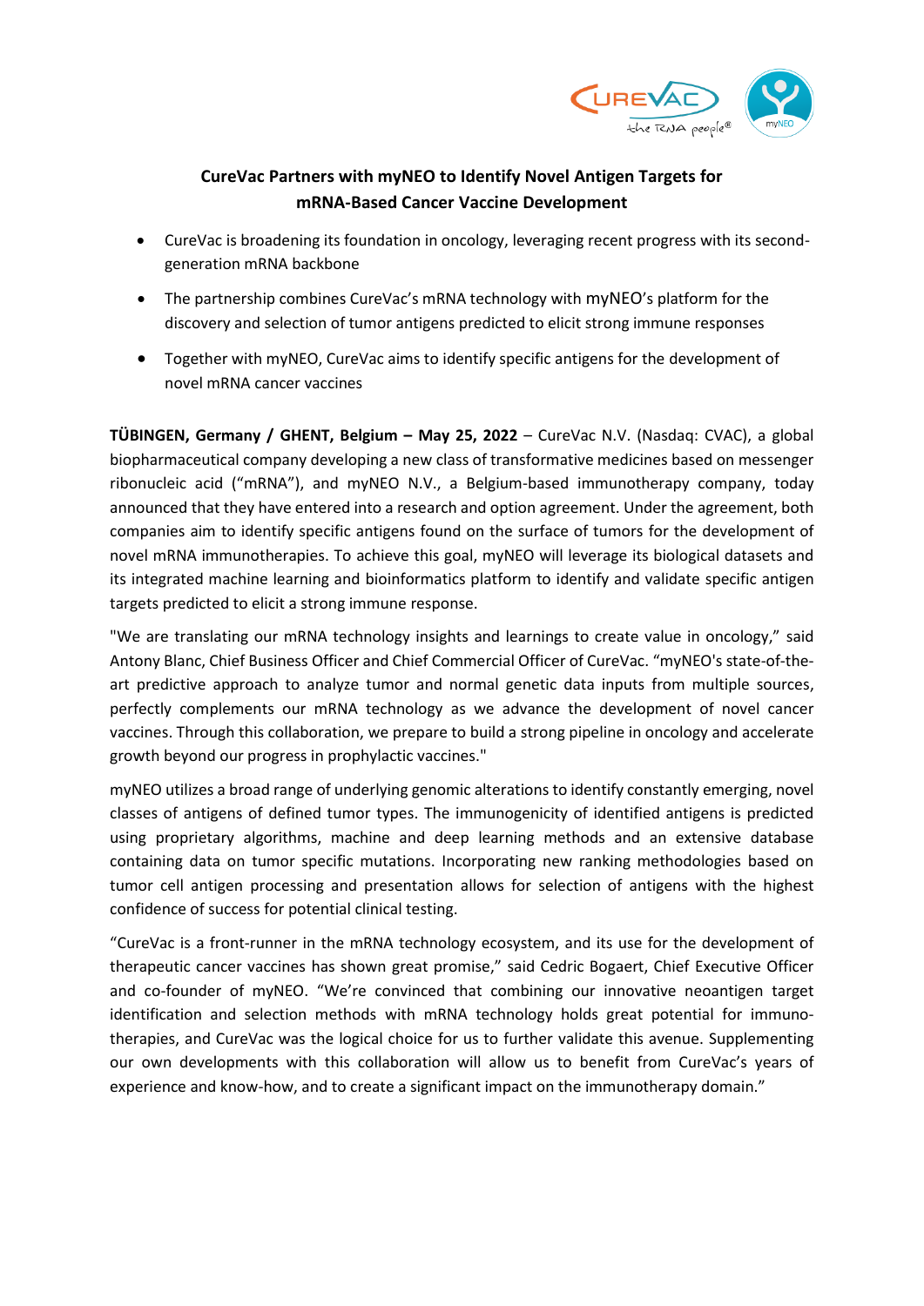# CureVac Partners with myNEO to Identify Novel Antigen Targets for mRNA-Based Cancer Vaccine Development

- CureVac is broadening its foundation in oncology, leveraging recent progress with its second-generation mRNA backbone
- The partnership combines CureVac's mRNA technology with myNEO's platform for the discovery and selection of tumor antigens predicted to elicit strong immune responses
- Together with myNEO, CureVac aims to identify specific antigens for the development of novel mRNA cancer vaccines

**TÜBINGEN, Germany / GHENT, Belgium – May 25, 2022** – CureVac N.V. (Nasdaq: CVAC), a global biopharmaceutical company developing a new class of transformative medicines based on messenger ribonucleic acid ("mRNA"), and myNEO N.V., a Belgium-based immunotherapy company, today announced that they have entered into a research and option agreement. Under the agreement, both companies aim to identify specific antigens found on the surface of tumors for the development of novel mRNA immunotherapies. To achieve this goal, myNEO will leverage its biological datasets and its integrated machine learning and bioinformatics platform to identify and validate specific antigen targets predicted to elicit a strong immune response.

"We are translating our mRNA technology insights and learnings to create value in oncology," said Antony Blanc, Chief Business Officer and Chief Commercial Officer of CureVac. "myNEO's state-of-the-art predictive approach to analyze tumor and normal genetic data inputs from multiple sources, perfectly complements our mRNA technology as we advance the development of novel cancer vaccines. Through this collaboration, we prepare to build a strong pipeline in oncology and accelerate growth beyond our progress in prophylactic vaccines."

myNEO utilizes a broad range of underlying genomic alterations to identify constantly emerging, novel classes of antigens of defined tumor types. The immunogenicity of identified antigens is predicted using proprietary algorithms, machine and deep learning methods and an extensive database containing data on tumor specific mutations. Incorporating new ranking methodologies based on tumor cell antigen processing and presentation allows for selection of antigens with the highest confidence of success for potential clinical testing.

"CureVac is a front-runner in the mRNA technology ecosystem, and its use for the development of therapeutic cancer vaccines has shown great promise," said Cedric Bogaert, Chief Executive Officer and co-founder of myNEO. "We're convinced that combining our innovative neoantigen target identification and selection methods with mRNA technology holds great potential for immuno-therapies, and CureVac was the logical choice for us to further validate this avenue. Supplementing our own developments with this collaboration will allow us to benefit from CureVac's years of experience and know-how, and to create a significant impact on the immunotherapy domain."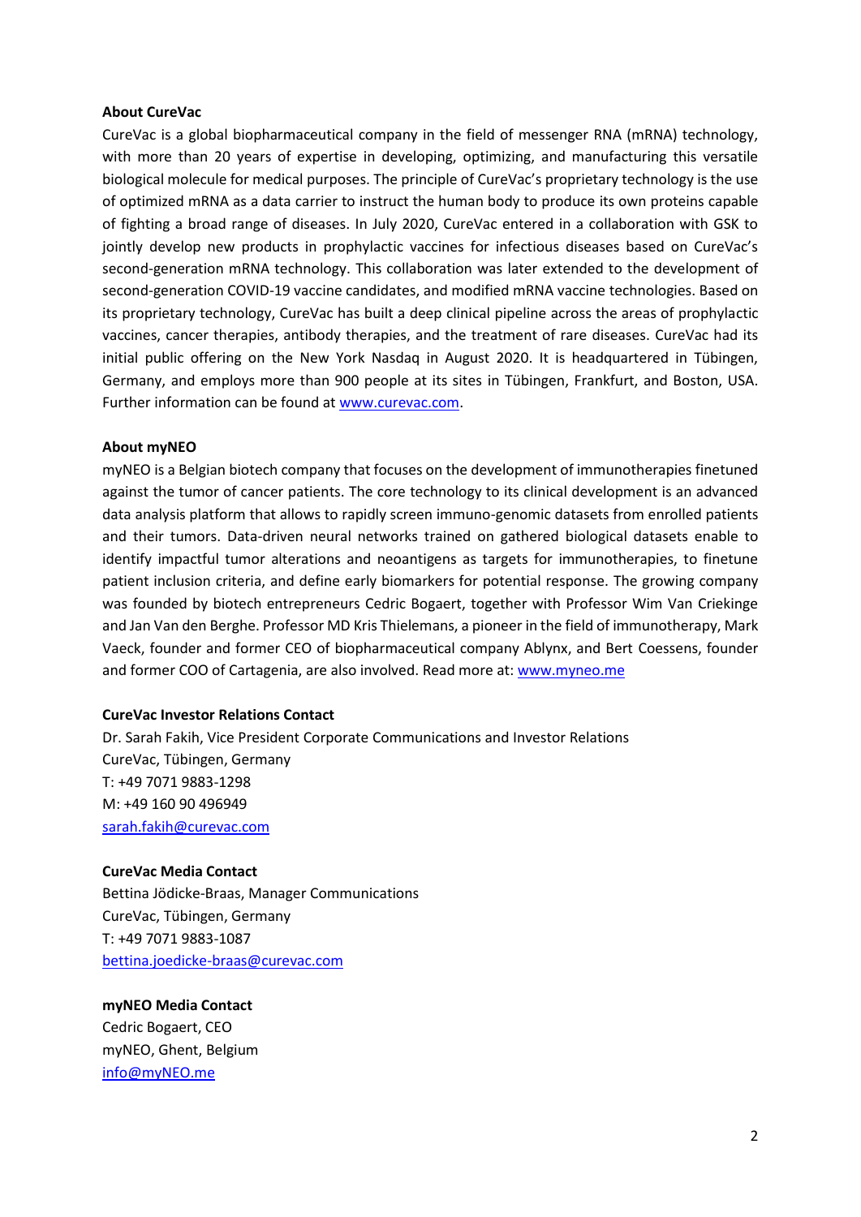**About CureVac**

CureVac is a global biopharmaceutical company in the field of messenger RNA (mRNA) technology, with more than 20 years of expertise in developing, optimizing, and manufacturing this versatile biological molecule for medical purposes. The principle of CureVac's proprietary technology is the use of optimized mRNA as a data carrier to instruct the human body to produce its own proteins capable of fighting a broad range of diseases. In July 2020, CureVac entered in a collaboration with GSK to jointly develop new products in prophylactic vaccines for infectious diseases based on CureVac's second-generation mRNA technology. This collaboration was later extended to the development of second-generation COVID-19 vaccine candidates, and modified mRNA vaccine technologies. Based on its proprietary technology, CureVac has built a deep clinical pipeline across the areas of prophylactic vaccines, cancer therapies, antibody therapies, and the treatment of rare diseases. CureVac had its initial public offering on the New York Nasdaq in August 2020. It is headquartered in Tübingen, Germany, and employs more than 900 people at its sites in Tübingen, Frankfurt, and Boston, USA. Further information can be found at [www.curevac.com](http://www.curevac.com).

**About myNEO**

myNEO is a Belgian biotech company that focuses on the development of immunotherapies finetuned against the tumor of cancer patients. The core technology to its clinical development is an advanced data analysis platform that allows to rapidly screen immuno-genomic datasets from enrolled patients and their tumors. Data-driven neural networks trained on gathered biological datasets enable to identify impactful tumor alterations and neoantigens as targets for immunotherapies, to finetune patient inclusion criteria, and define early biomarkers for potential response. The growing company was founded by biotech entrepreneurs Cedric Bogaert, together with Professor Wim Van Criekinge and Jan Van den Berghe. Professor MD Kris Thielemans, a pioneer in the field of immunotherapy, Mark Vaeck, founder and former CEO of biopharmaceutical company Ablynx, and Bert Coessens, founder and former COO of Cartagenia, are also involved. Read more at: [www.myneo.me](http://www.myneo.me)

**CureVac Investor Relations Contact**

Dr. Sarah Fakih, Vice President Corporate Communications and Investor Relations
CureVac, Tübingen, Germany
T: +49 7071 9883-1298
M: +49 160 90 496949
[sarah.fakih@curevac.com](mailto:sarah.fakih@curevac.com)

**CureVac Media Contact**

Bettina Jödicke-Braas, Manager Communications
CureVac, Tübingen, Germany
T: +49 7071 9883-1087
[bettina.joedicke-braas@curevac.com](mailto:bettina.joedicke-braas@curevac.com)

**myNEO Media Contact**

Cedric Bogaert, CEO
myNEO, Ghent, Belgium
[info@myNEO.me](mailto:info@myNEO.me)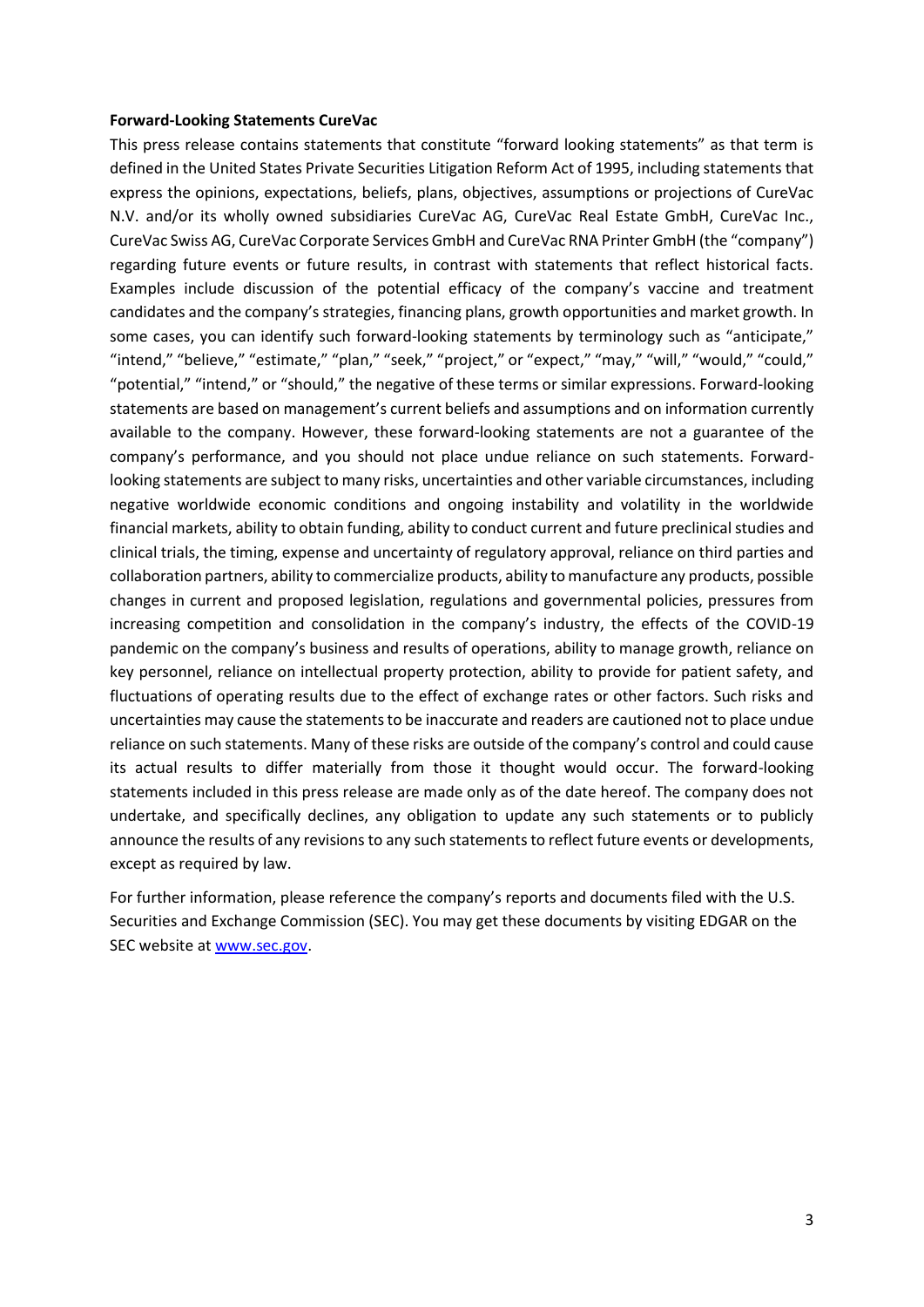**Forward-Looking Statements CureVac**

This press release contains statements that constitute "forward looking statements" as that term is defined in the United States Private Securities Litigation Reform Act of 1995, including statements that express the opinions, expectations, beliefs, plans, objectives, assumptions or projections of CureVac N.V. and/or its wholly owned subsidiaries CureVac AG, CureVac Real Estate GmbH, CureVac Inc., CureVac Swiss AG, CureVac Corporate Services GmbH and CureVac RNA Printer GmbH (the "company") regarding future events or future results, in contrast with statements that reflect historical facts. Examples include discussion of the potential efficacy of the company's vaccine and treatment candidates and the company's strategies, financing plans, growth opportunities and market growth. In some cases, you can identify such forward-looking statements by terminology such as "anticipate," "intend," "believe," "estimate," "plan," "seek," "project," or "expect," "may," "will," "would," "could," "potential," "intend," or "should," the negative of these terms or similar expressions. Forward-looking statements are based on management's current beliefs and assumptions and on information currently available to the company. However, these forward-looking statements are not a guarantee of the company's performance, and you should not place undue reliance on such statements. Forward-looking statements are subject to many risks, uncertainties and other variable circumstances, including negative worldwide economic conditions and ongoing instability and volatility in the worldwide financial markets, ability to obtain funding, ability to conduct current and future preclinical studies and clinical trials, the timing, expense and uncertainty of regulatory approval, reliance on third parties and collaboration partners, ability to commercialize products, ability to manufacture any products, possible changes in current and proposed legislation, regulations and governmental policies, pressures from increasing competition and consolidation in the company's industry, the effects of the COVID-19 pandemic on the company's business and results of operations, ability to manage growth, reliance on key personnel, reliance on intellectual property protection, ability to provide for patient safety, and fluctuations of operating results due to the effect of exchange rates or other factors. Such risks and uncertainties may cause the statements to be inaccurate and readers are cautioned not to place undue reliance on such statements. Many of these risks are outside of the company's control and could cause its actual results to differ materially from those it thought would occur. The forward-looking statements included in this press release are made only as of the date hereof. The company does not undertake, and specifically declines, any obligation to update any such statements or to publicly announce the results of any revisions to any such statements to reflect future events or developments, except as required by law.

For further information, please reference the company's reports and documents filed with the U.S. Securities and Exchange Commission (SEC). You may get these documents by visiting EDGAR on the SEC website at [www.sec.gov](http://www.sec.gov).